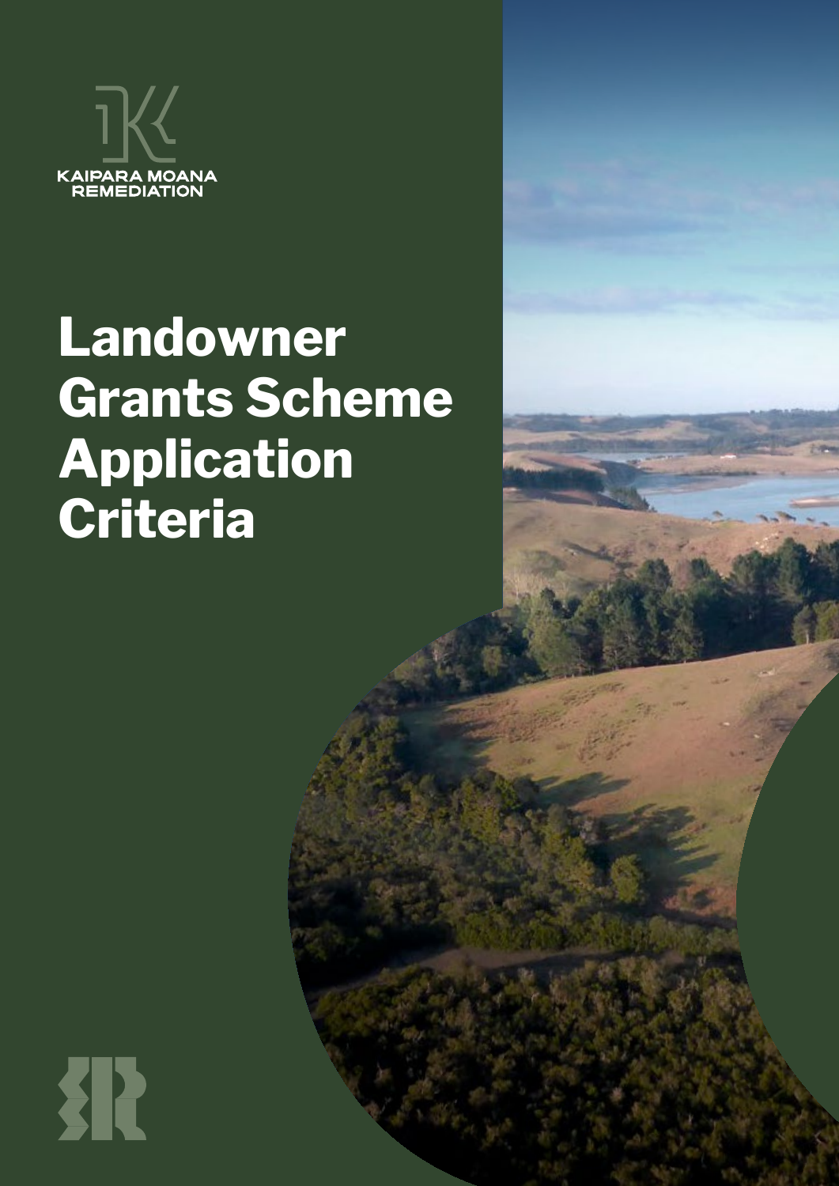KAIPARA MOANA REMEDIATION

# Landowner Grants Scheme Application Criteria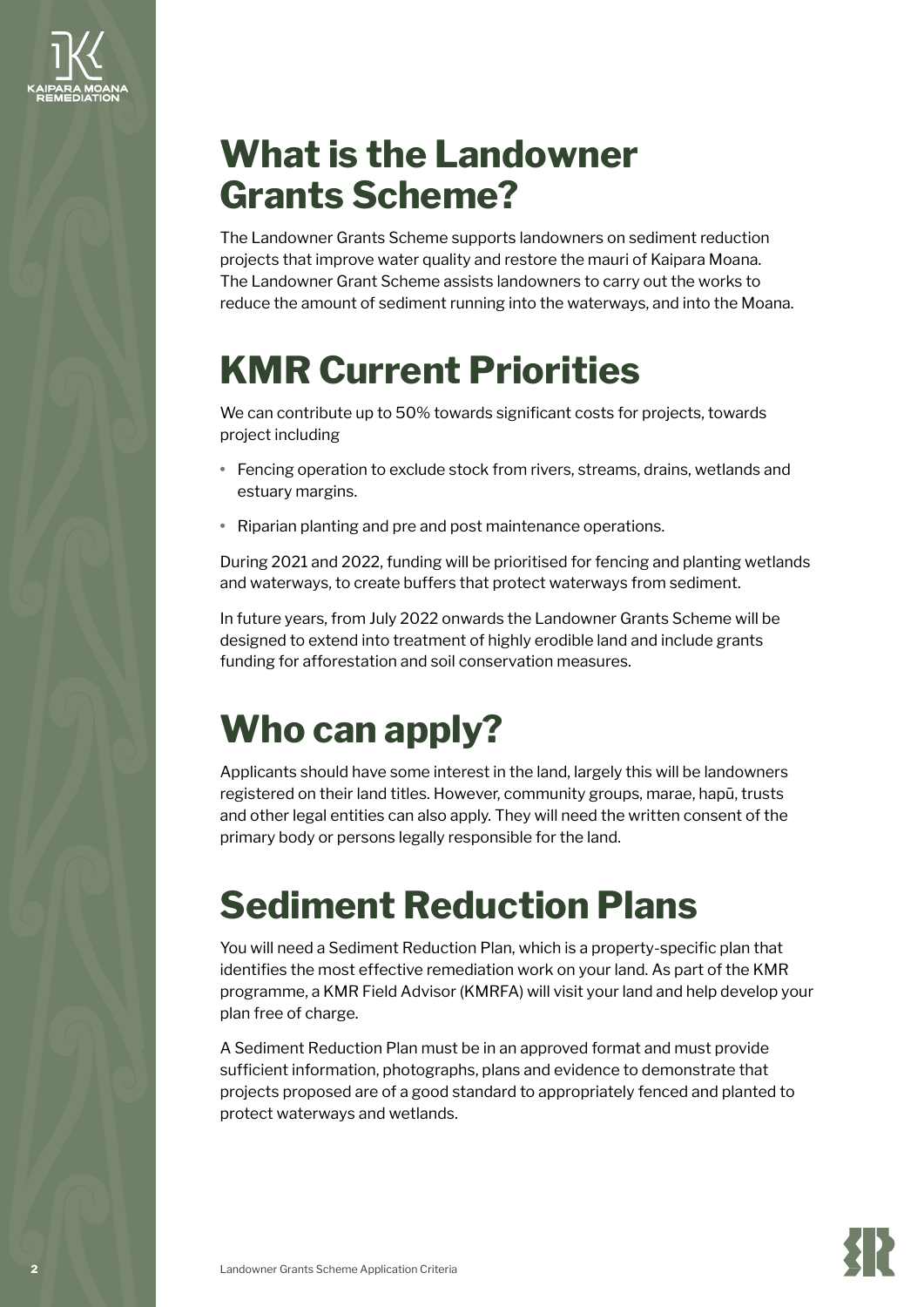# What is the Landowner Grants Scheme?

The Landowner Grants Scheme supports landowners on sediment reduction projects that improve water quality and restore the mauri of Kaipara Moana. The Landowner Grant Scheme assists landowners to carry out the works to reduce the amount of sediment running into the waterways, and into the Moana.

# KMR Current Priorities

We can contribute up to 50% towards significant costs for projects, towards project including

- Fencing operation to exclude stock from rivers, streams, drains, wetlands and estuary margins.
- Riparian planting and pre and post maintenance operations.

During 2021 and 2022, funding will be prioritised for fencing and planting wetlands and waterways, to create buffers that protect waterways from sediment.

In future years, from July 2022 onwards the Landowner Grants Scheme will be designed to extend into treatment of highly erodible land and include grants funding for afforestation and soil conservation measures.

# Who can apply?

Applicants should have some interest in the land, largely this will be landowners registered on their land titles. However, community groups, marae, hapū, trusts and other legal entities can also apply. They will need the written consent of the primary body or persons legally responsible for the land.

# Sediment Reduction Plans

You will need a Sediment Reduction Plan, which is a property-specific plan that identifies the most effective remediation work on your land. As part of the KMR programme, a KMR Field Advisor (KMRFA) will visit your land and help develop your plan free of charge.

A Sediment Reduction Plan must be in an approved format and must provide sufficient information, photographs, plans and evidence to demonstrate that projects proposed are of a good standard to appropriately fenced and planted to protect waterways and wetlands.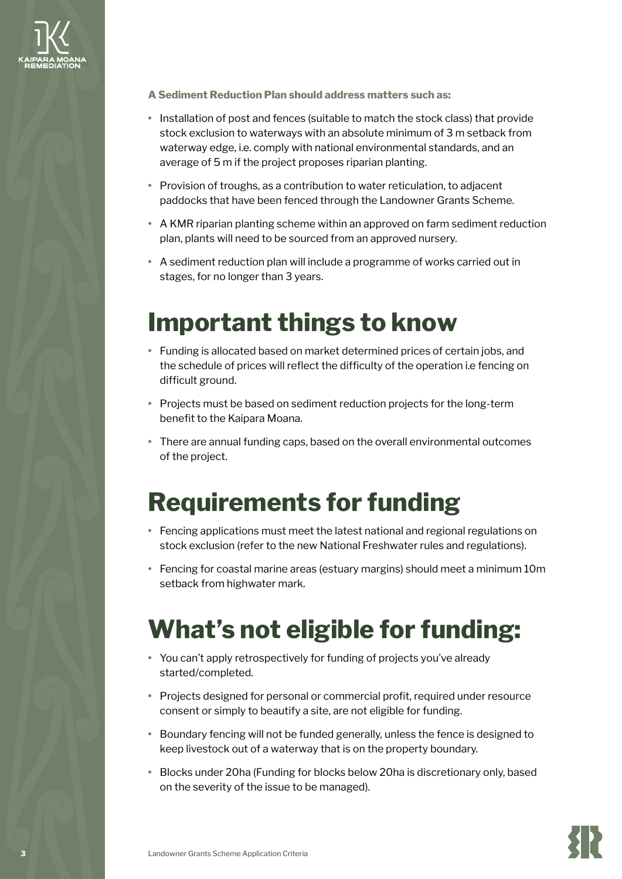**A Sediment Reduction Plan should address matters such as:**

- Installation of post and fences (suitable to match the stock class) that provide stock exclusion to waterways with an absolute minimum of 3 m setback from waterway edge, i.e. comply with national environmental standards, and an average of 5 m if the project proposes riparian planting.
- Provision of troughs, as a contribution to water reticulation, to adjacent paddocks that have been fenced through the Landowner Grants Scheme.
- A KMR riparian planting scheme within an approved on farm sediment reduction plan, plants will need to be sourced from an approved nursery.
- A sediment reduction plan will include a programme of works carried out in stages, for no longer than 3 years.

# Important things to know

- Funding is allocated based on market determined prices of certain jobs, and the schedule of prices will reflect the difficulty of the operation i.e fencing on difficult ground.
- Projects must be based on sediment reduction projects for the long-term benefit to the Kaipara Moana.
- There are annual funding caps, based on the overall environmental outcomes of the project.

# Requirements for funding

- Fencing applications must meet the latest national and regional regulations on stock exclusion (refer to the new National Freshwater rules and regulations).
- Fencing for coastal marine areas (estuary margins) should meet a minimum 10m setback from highwater mark.

# What's not eligible for funding:

- You can't apply retrospectively for funding of projects you've already started/completed.
- Projects designed for personal or commercial profit, required under resource consent or simply to beautify a site, are not eligible for funding.
- Boundary fencing will not be funded generally, unless the fence is designed to keep livestock out of a waterway that is on the property boundary.
- Blocks under 20ha (Funding for blocks below 20ha is discretionary only, based on the severity of the issue to be managed).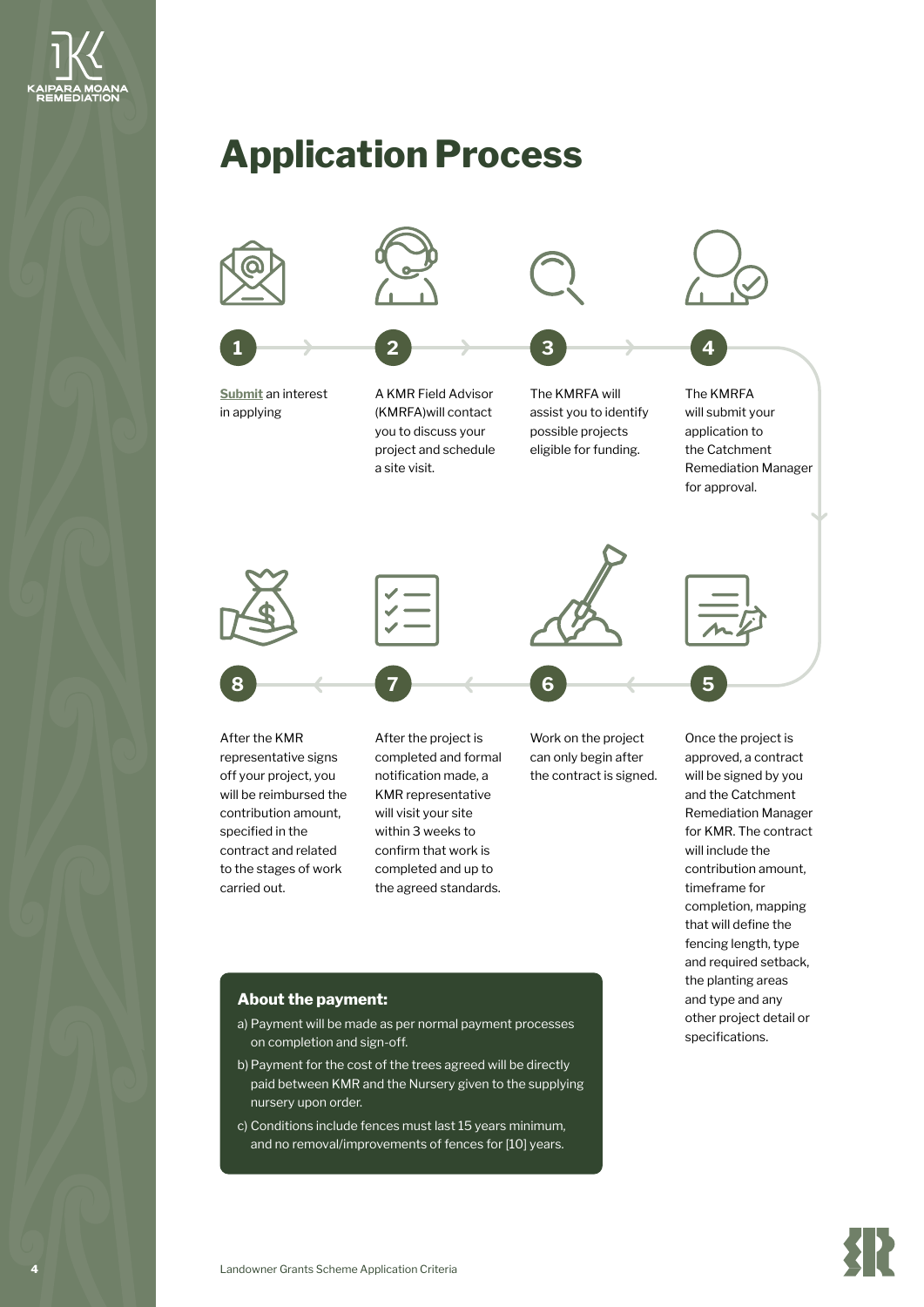# Application Process

1. **Submit** an interest in applying

2. A KMR Field Advisor (KMRFA)will contact you to discuss your project and schedule a site visit.

3. The KMRFA will assist you to identify possible projects eligible for funding.

4. The KMRFA will submit your application to the Catchment Remediation Manager for approval.

5. Once the project is approved, a contract will be signed by you and the Catchment Remediation Manager for KMR. The contract will include the contribution amount, timeframe for completion, mapping that will define the fencing length, type and required setback, the planting areas and type and any other project detail or specifications.

6. Work on the project can only begin after the contract is signed.

7. After the project is completed and formal notification made, a KMR representative will visit your site within 3 weeks to confirm that work is completed and up to the agreed standards.

8. After the KMR representative signs off your project, you will be reimbursed the contribution amount, specified in the contract and related to the stages of work carried out.

**About the payment:**

a) Payment will be made as per normal payment processes on completion and sign-off.

b) Payment for the cost of the trees agreed will be directly paid between KMR and the Nursery given to the supplying nursery upon order.

c) Conditions include fences must last 15 years minimum, and no removal/improvements of fences for [10] years.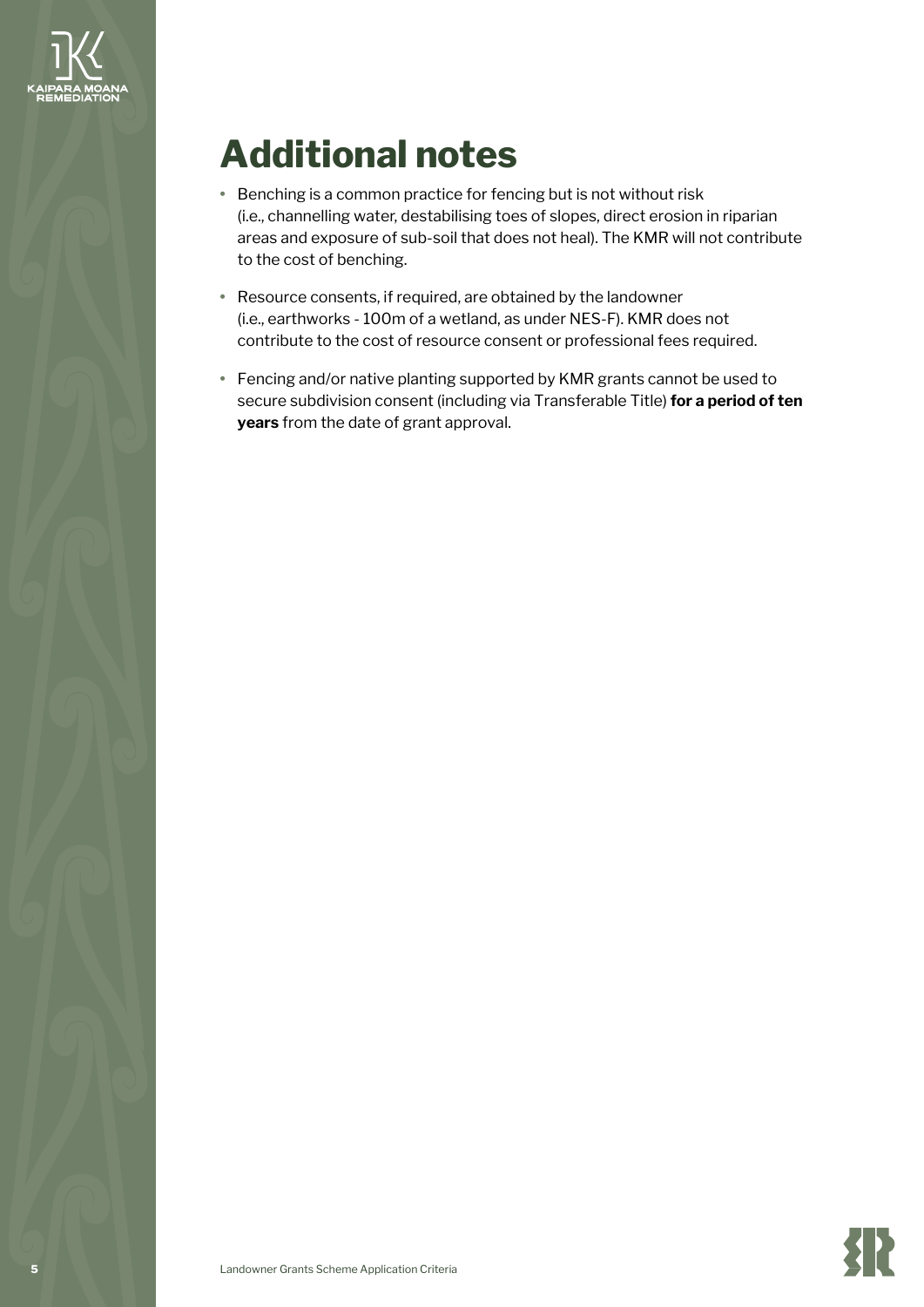# Additional notes

- Benching is a common practice for fencing but is not without risk (i.e., channelling water, destabilising toes of slopes, direct erosion in riparian areas and exposure of sub-soil that does not heal). The KMR will not contribute to the cost of benching.
- Resource consents, if required, are obtained by the landowner (i.e., earthworks - 100m of a wetland, as under NES-F). KMR does not contribute to the cost of resource consent or professional fees required.
- Fencing and/or native planting supported by KMR grants cannot be used to secure subdivision consent (including via Transferable Title) **for a period of ten years** from the date of grant approval.